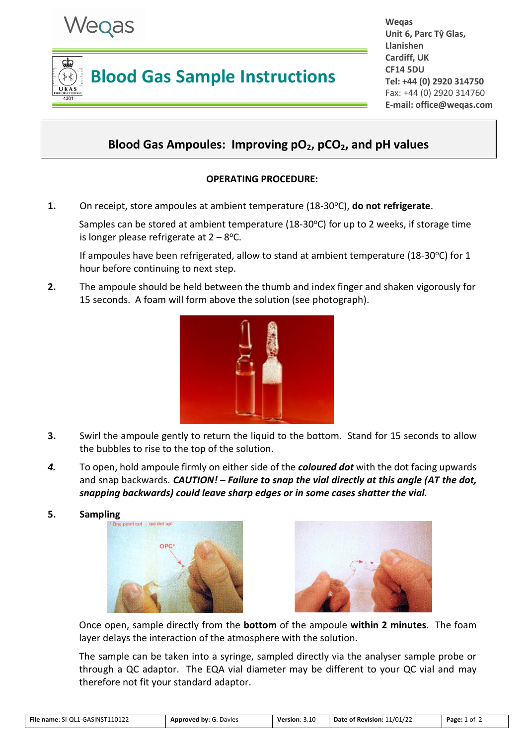Weqas

# Blood Gas Sample Instructions

**Weqas**
**Unit 6, Parc Tŷ Glas,**
**Llanishen**
**Cardiff, UK**
**CF14 5DU**
**Tel: +44 (0) 2920 314750**
Fax: +44 (0) 2920 314760
**E-mail: office@weqas.com**

## Blood Gas Ampoules: Improving $pO_2$, $pCO_2$, and pH values

### OPERATING PROCEDURE:

**1.** On receipt, store ampoules at ambient temperature (18-30°C), **do not refrigerate**.

Samples can be stored at ambient temperature (18-30°C) for up to 2 weeks, if storage time is longer please refrigerate at 2 – 8°C.

If ampoules have been refrigerated, allow to stand at ambient temperature (18-30°C) for 1 hour before continuing to next step.

**2.** The ampoule should be held between the thumb and index finger and shaken vigorously for 15 seconds. A foam will form above the solution (see photograph).

**3.** Swirl the ampoule gently to return the liquid to the bottom. Stand for 15 seconds to allow the bubbles to rise to the top of the solution.

***4.*** To open, hold ampoule firmly on either side of the ***coloured dot*** with the dot facing upwards and snap backwards. ***CAUTION! – Failure to snap the vial directly at this angle (AT the dot, snapping backwards) could leave sharp edges or in some cases shatter the vial.***

**5. Sampling**

Once open, sample directly from the **bottom** of the ampoule **<u>within 2 minutes</u>**. The foam layer delays the interaction of the atmosphere with the solution.

The sample can be taken into a syringe, sampled directly via the analyser sample probe or through a QC adaptor. The EQA vial diameter may be different to your QC vial and may therefore not fit your standard adaptor.

| **File name**: SI-QL1-GASINST110122 | **Approved by**: G. Davies | **Version**: 3.10 | **Date of Revision:** 11/01/22 |
|---|---|---|---|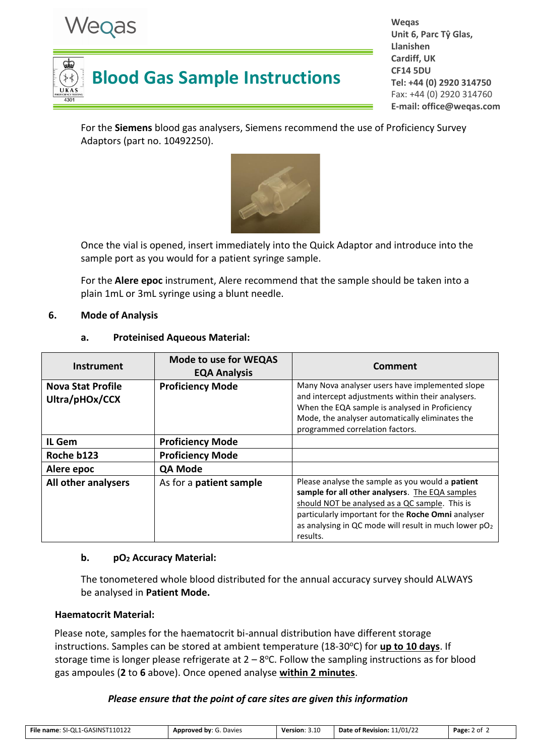For the **Siemens** blood gas analysers, Siemens recommend the use of Proficiency Survey Adaptors (part no. 10492250).

Once the vial is opened, insert immediately into the Quick Adaptor and introduce into the sample port as you would for a patient syringe sample.

For the **Alere epoc** instrument, Alere recommend that the sample should be taken into a plain 1mL or 3mL syringe using a blunt needle.

## 6. Mode of Analysis

### a. Proteinised Aqueous Material:

| Instrument | Mode to use for WEQAS EQA Analysis | Comment |
|---|---|---|
| **Nova Stat Profile Ultra/pHOx/CCX** | **Proficiency Mode** | Many Nova analyser users have implemented slope and intercept adjustments within their analysers. When the EQA sample is analysed in Proficiency Mode, the analyser automatically eliminates the programmed correlation factors. |
| **IL Gem** | **Proficiency Mode** | |
| **Roche b123** | **Proficiency Mode** | |
| **Alere epoc** | **QA Mode** | |
| **All other analysers** | As for a **patient sample** | Please analyse the sample as you would a **patient sample for all other analysers**. The EQA samples should NOT be analysed as a QC sample. This is particularly important for the **Roche Omni** analyser as analysing in QC mode will result in much lower $pO_2$ results. |

### b. $pO_2$ Accuracy Material:

The tonometered whole blood distributed for the annual accuracy survey should ALWAYS be analysed in **Patient Mode.**

### Haematocrit Material:

Please note, samples for the haematocrit bi-annual distribution have different storage instructions. Samples can be stored at ambient temperature (18-30°C) for **up to 10 days**. If storage time is longer please refrigerate at 2 – 8°C. Follow the sampling instructions as for blood gas ampoules (**2** to **6** above). Once opened analyse **within 2 minutes**.

***Please ensure that the point of care sites are given this information***